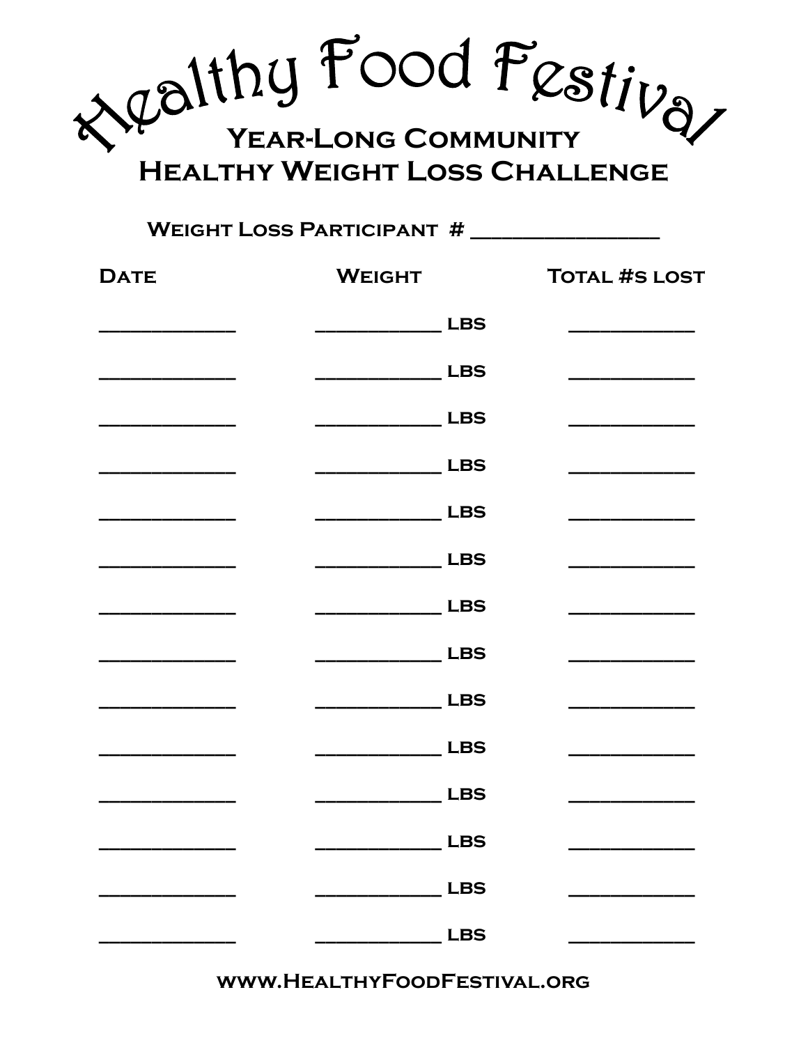# Healthy Food Festival

## Year-Long Community
## Healthy Weight Loss Challenge

**Weight Loss Participant # _______________**

| Date | Weight | Total #s lost |
|---|---|---|
| ____________ | ___________ lbs | ___________ |
| ____________ | ___________ lbs | ___________ |
| ____________ | ___________ lbs | ___________ |
| ____________ | ___________ lbs | ___________ |
| ____________ | ___________ lbs | ___________ |
| ____________ | ___________ lbs | ___________ |
| ____________ | ___________ lbs | ___________ |
| ____________ | ___________ lbs | ___________ |
| ____________ | ___________ lbs | ___________ |
| ____________ | ___________ lbs | ___________ |
| ____________ | ___________ lbs | ___________ |
| ____________ | ___________ lbs | ___________ |
| ____________ | ___________ lbs | ___________ |
| ____________ | ___________ lbs | ___________ |

www.HealthyFoodFestival.org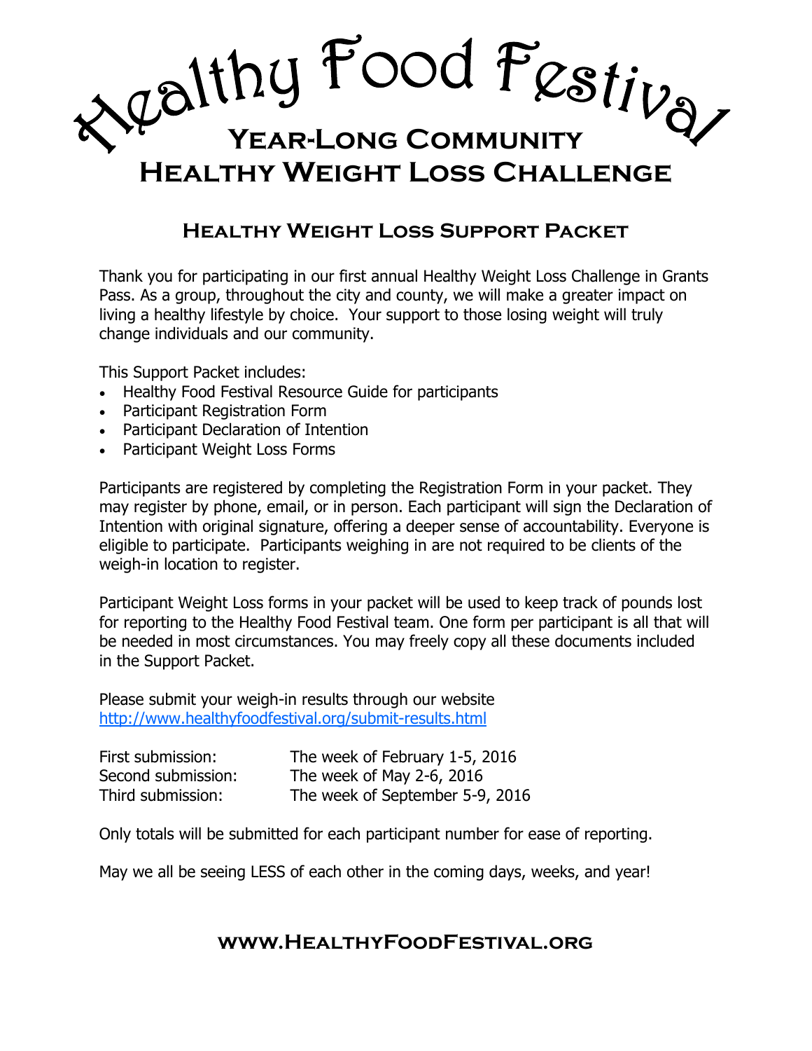# Healthy Food Festival

## Year-Long Community Healthy Weight Loss Challenge

### Healthy Weight Loss Support Packet

Thank you for participating in our first annual Healthy Weight Loss Challenge in Grants Pass. As a group, throughout the city and county, we will make a greater impact on living a healthy lifestyle by choice. Your support to those losing weight will truly change individuals and our community.

This Support Packet includes:

- Healthy Food Festival Resource Guide for participants
- Participant Registration Form
- Participant Declaration of Intention
- Participant Weight Loss Forms

Participants are registered by completing the Registration Form in your packet. They may register by phone, email, or in person. Each participant will sign the Declaration of Intention with original signature, offering a deeper sense of accountability. Everyone is eligible to participate. Participants weighing in are not required to be clients of the weigh-in location to register.

Participant Weight Loss forms in your packet will be used to keep track of pounds lost for reporting to the Healthy Food Festival team. One form per participant is all that will be needed in most circumstances. You may freely copy all these documents included in the Support Packet.

Please submit your weigh-in results through our website [http://www.healthyfoodfestival.org/submit-results.html](http://www.healthyfoodfestival.org/submit-results.html)

| | |
|---|---|
| First submission: | The week of February 1-5, 2016 |
| Second submission: | The week of May 2-6, 2016 |
| Third submission: | The week of September 5-9, 2016 |

Only totals will be submitted for each participant number for ease of reporting.

May we all be seeing LESS of each other in the coming days, weeks, and year!

**www.HealthyFoodFestival.org**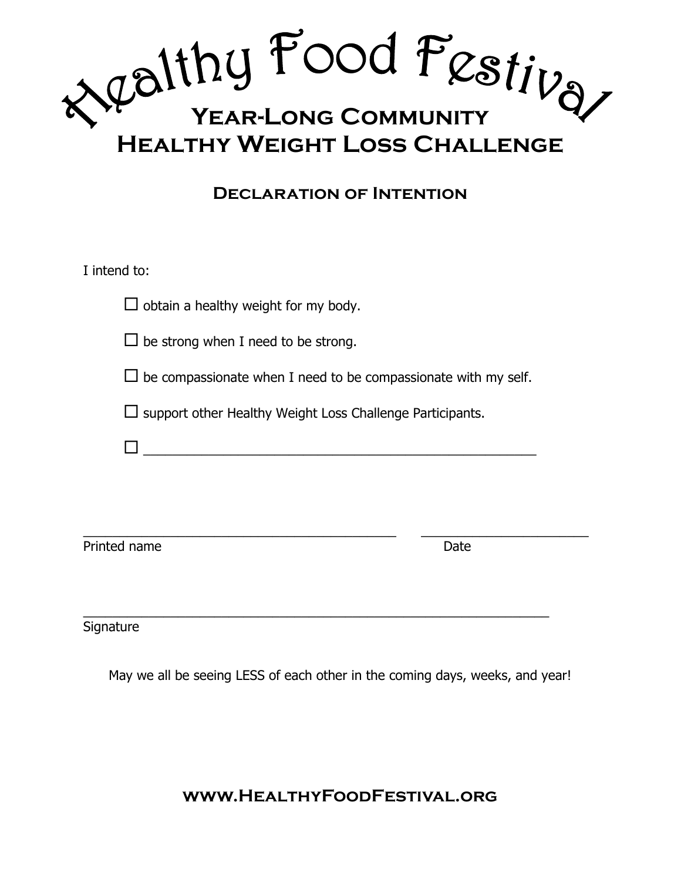# Healthy Food Festival

## Year-Long Community Healthy Weight Loss Challenge

### Declaration of Intention

I intend to:

- ☐ obtain a healthy weight for my body.
- ☐ be strong when I need to be strong.
- ☐ be compassionate when I need to be compassionate with my self.
- ☐ support other Healthy Weight Loss Challenge Participants.
- ☐ ____________________________________________________

____________________________________________ ______________________

Printed name Date

_________________________________________________________________

Signature

May we all be seeing LESS of each other in the coming days, weeks, and year!

**www.HealthyFoodFestival.org**